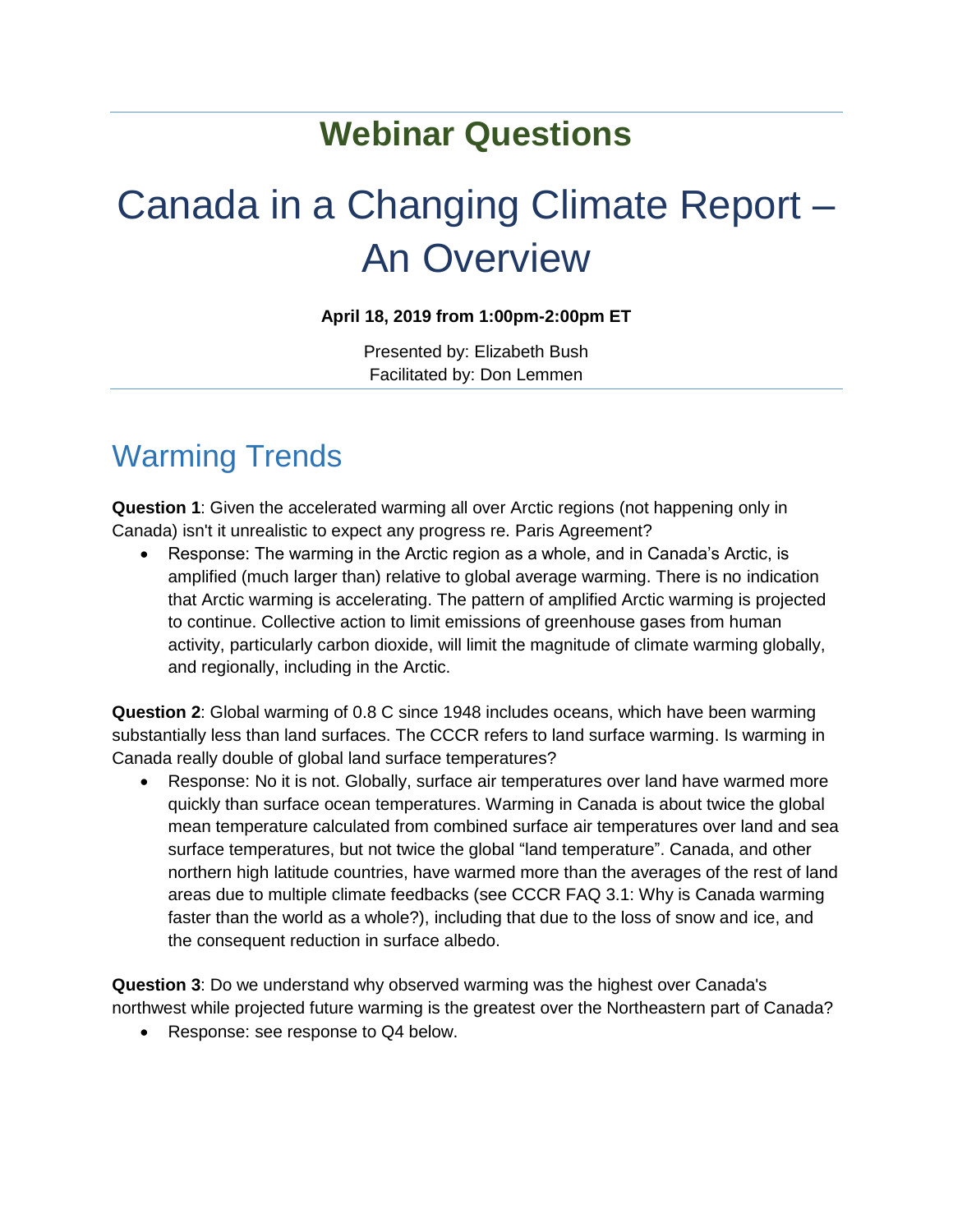# Webinar Questions

# Canada in a Changing Climate Report – An Overview

**April 18, 2019 from 1:00pm-2:00pm ET**

Presented by: Elizabeth Bush
Facilitated by: Don Lemmen

## Warming Trends

**Question 1**: Given the accelerated warming all over Arctic regions (not happening only in Canada) isn't it unrealistic to expect any progress re. Paris Agreement?

- Response: The warming in the Arctic region as a whole, and in Canada's Arctic, is amplified (much larger than) relative to global average warming. There is no indication that Arctic warming is accelerating. The pattern of amplified Arctic warming is projected to continue. Collective action to limit emissions of greenhouse gases from human activity, particularly carbon dioxide, will limit the magnitude of climate warming globally, and regionally, including in the Arctic.

**Question 2**: Global warming of 0.8 C since 1948 includes oceans, which have been warming substantially less than land surfaces. The CCCR refers to land surface warming. Is warming in Canada really double of global land surface temperatures?

- Response: No it is not. Globally, surface air temperatures over land have warmed more quickly than surface ocean temperatures. Warming in Canada is about twice the global mean temperature calculated from combined surface air temperatures over land and sea surface temperatures, but not twice the global "land temperature". Canada, and other northern high latitude countries, have warmed more than the averages of the rest of land areas due to multiple climate feedbacks (see CCCR FAQ 3.1: Why is Canada warming faster than the world as a whole?), including that due to the loss of snow and ice, and the consequent reduction in surface albedo.

**Question 3**: Do we understand why observed warming was the highest over Canada's northwest while projected future warming is the greatest over the Northeastern part of Canada?

- Response: see response to Q4 below.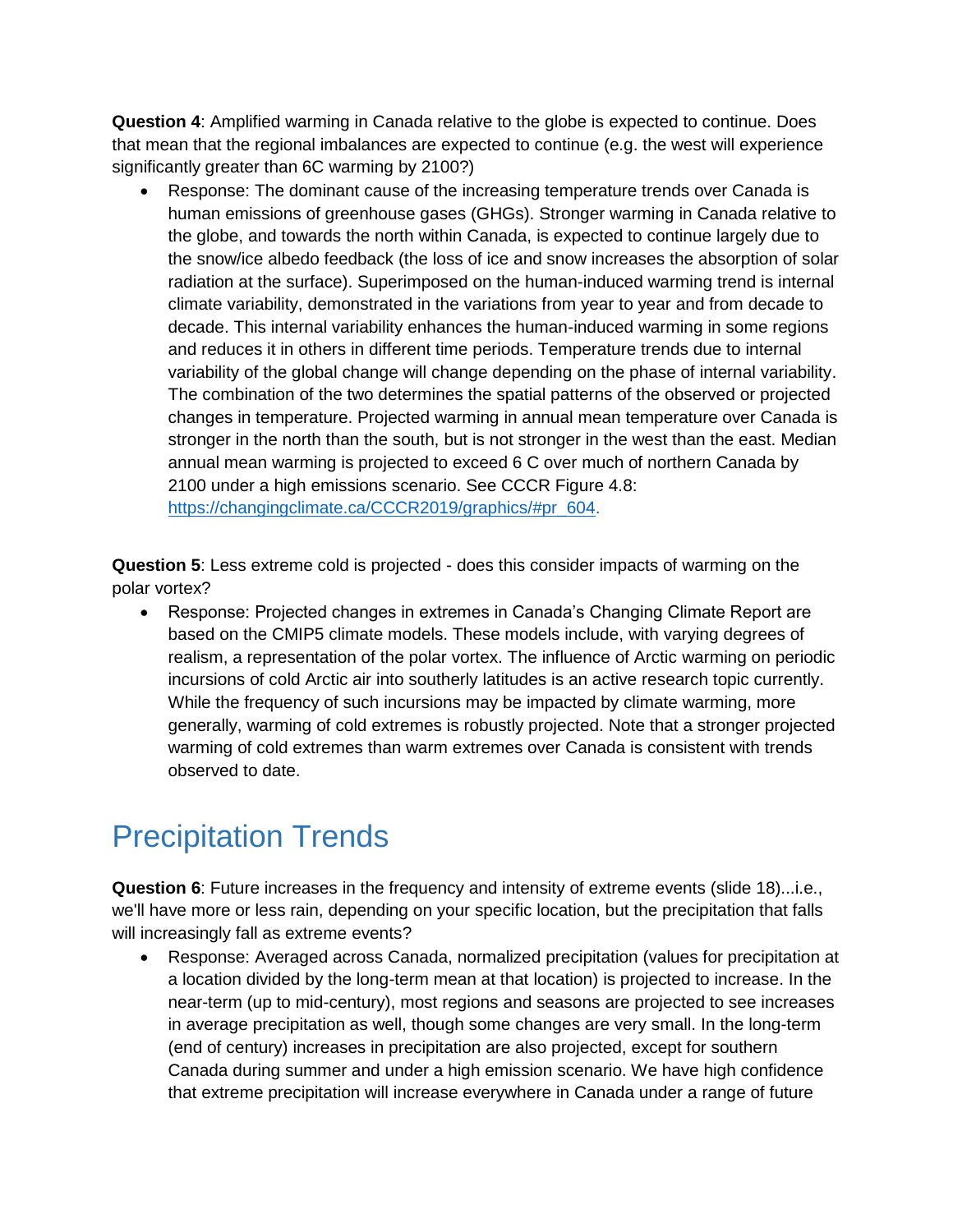**Question 4**: Amplified warming in Canada relative to the globe is expected to continue. Does that mean that the regional imbalances are expected to continue (e.g. the west will experience significantly greater than 6C warming by 2100?)

- Response: The dominant cause of the increasing temperature trends over Canada is human emissions of greenhouse gases (GHGs). Stronger warming in Canada relative to the globe, and towards the north within Canada, is expected to continue largely due to the snow/ice albedo feedback (the loss of ice and snow increases the absorption of solar radiation at the surface). Superimposed on the human-induced warming trend is internal climate variability, demonstrated in the variations from year to year and from decade to decade. This internal variability enhances the human-induced warming in some regions and reduces it in others in different time periods. Temperature trends due to internal variability of the global change will change depending on the phase of internal variability. The combination of the two determines the spatial patterns of the observed or projected changes in temperature. Projected warming in annual mean temperature over Canada is stronger in the north than the south, but is not stronger in the west than the east. Median annual mean warming is projected to exceed 6 C over much of northern Canada by 2100 under a high emissions scenario. See CCCR Figure 4.8: https://changingclimate.ca/CCCR2019/graphics/#pr_604.

**Question 5**: Less extreme cold is projected - does this consider impacts of warming on the polar vortex?

- Response: Projected changes in extremes in Canada's Changing Climate Report are based on the CMIP5 climate models. These models include, with varying degrees of realism, a representation of the polar vortex. The influence of Arctic warming on periodic incursions of cold Arctic air into southerly latitudes is an active research topic currently. While the frequency of such incursions may be impacted by climate warming, more generally, warming of cold extremes is robustly projected. Note that a stronger projected warming of cold extremes than warm extremes over Canada is consistent with trends observed to date.

# Precipitation Trends

**Question 6**: Future increases in the frequency and intensity of extreme events (slide 18)...i.e., we'll have more or less rain, depending on your specific location, but the precipitation that falls will increasingly fall as extreme events?

- Response: Averaged across Canada, normalized precipitation (values for precipitation at a location divided by the long-term mean at that location) is projected to increase. In the near-term (up to mid-century), most regions and seasons are projected to see increases in average precipitation as well, though some changes are very small. In the long-term (end of century) increases in precipitation are also projected, except for southern Canada during summer and under a high emission scenario. We have high confidence that extreme precipitation will increase everywhere in Canada under a range of future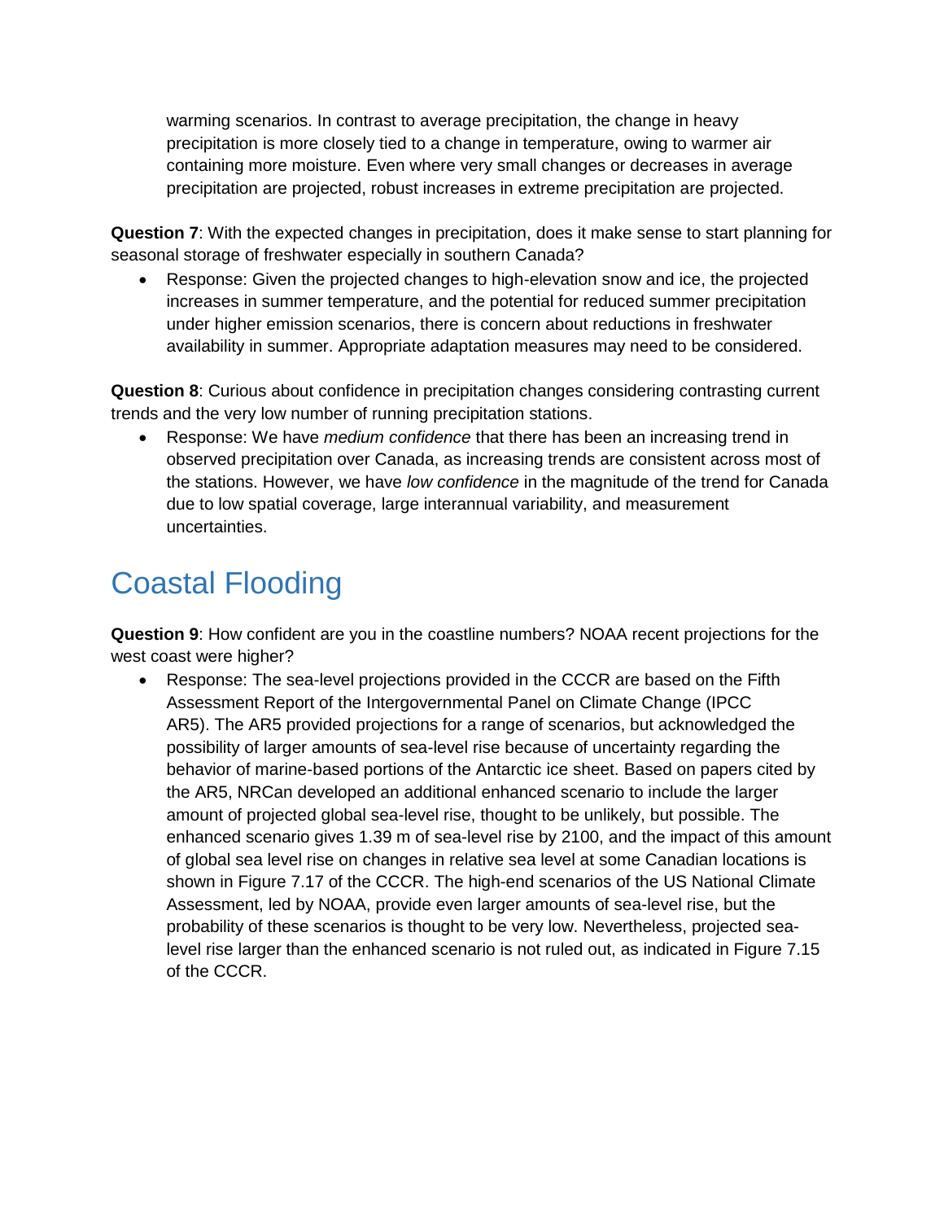warming scenarios. In contrast to average precipitation, the change in heavy precipitation is more closely tied to a change in temperature, owing to warmer air containing more moisture. Even where very small changes or decreases in average precipitation are projected, robust increases in extreme precipitation are projected.

**Question 7**: With the expected changes in precipitation, does it make sense to start planning for seasonal storage of freshwater especially in southern Canada?

- Response: Given the projected changes to high-elevation snow and ice, the projected increases in summer temperature, and the potential for reduced summer precipitation under higher emission scenarios, there is concern about reductions in freshwater availability in summer. Appropriate adaptation measures may need to be considered.

**Question 8**: Curious about confidence in precipitation changes considering contrasting current trends and the very low number of running precipitation stations.

- Response: We have *medium confidence* that there has been an increasing trend in observed precipitation over Canada, as increasing trends are consistent across most of the stations. However, we have *low confidence* in the magnitude of the trend for Canada due to low spatial coverage, large interannual variability, and measurement uncertainties.

# Coastal Flooding

**Question 9**: How confident are you in the coastline numbers? NOAA recent projections for the west coast were higher?

- Response: The sea-level projections provided in the CCCR are based on the Fifth Assessment Report of the Intergovernmental Panel on Climate Change (IPCC AR5). The AR5 provided projections for a range of scenarios, but acknowledged the possibility of larger amounts of sea-level rise because of uncertainty regarding the behavior of marine-based portions of the Antarctic ice sheet. Based on papers cited by the AR5, NRCan developed an additional enhanced scenario to include the larger amount of projected global sea-level rise, thought to be unlikely, but possible. The enhanced scenario gives 1.39 m of sea-level rise by 2100, and the impact of this amount of global sea level rise on changes in relative sea level at some Canadian locations is shown in Figure 7.17 of the CCCR. The high-end scenarios of the US National Climate Assessment, led by NOAA, provide even larger amounts of sea-level rise, but the probability of these scenarios is thought to be very low. Nevertheless, projected sea-level rise larger than the enhanced scenario is not ruled out, as indicated in Figure 7.15 of the CCCR.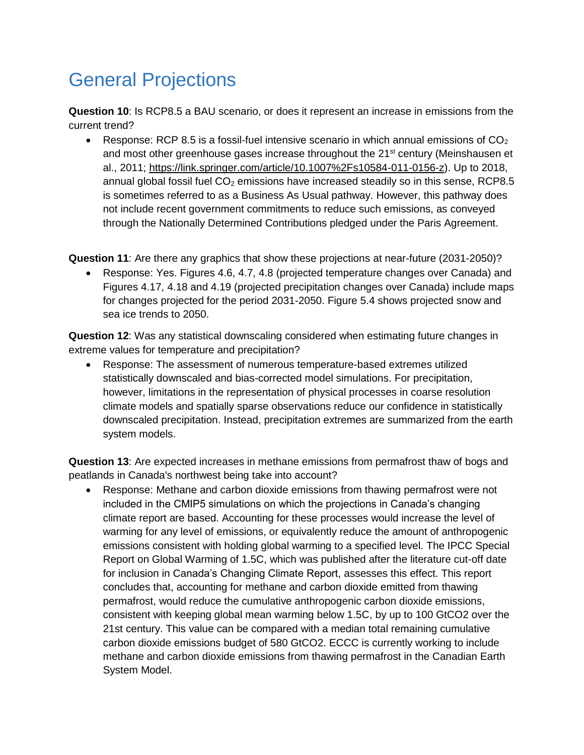# General Projections

**Question 10**: Is RCP8.5 a BAU scenario, or does it represent an increase in emissions from the current trend?

- Response: RCP 8.5 is a fossil-fuel intensive scenario in which annual emissions of $CO_2$ and most other greenhouse gases increase throughout the 21st century (Meinshausen et al., 2011; https://link.springer.com/article/10.1007%2Fs10584-011-0156-z). Up to 2018, annual global fossil fuel $CO_2$ emissions have increased steadily so in this sense, RCP8.5 is sometimes referred to as a Business As Usual pathway. However, this pathway does not include recent government commitments to reduce such emissions, as conveyed through the Nationally Determined Contributions pledged under the Paris Agreement.

**Question 11**: Are there any graphics that show these projections at near-future (2031-2050)?

- Response: Yes. Figures 4.6, 4.7, 4.8 (projected temperature changes over Canada) and Figures 4.17, 4.18 and 4.19 (projected precipitation changes over Canada) include maps for changes projected for the period 2031-2050. Figure 5.4 shows projected snow and sea ice trends to 2050.

**Question 12**: Was any statistical downscaling considered when estimating future changes in extreme values for temperature and precipitation?

- Response: The assessment of numerous temperature-based extremes utilized statistically downscaled and bias-corrected model simulations. For precipitation, however, limitations in the representation of physical processes in coarse resolution climate models and spatially sparse observations reduce our confidence in statistically downscaled precipitation. Instead, precipitation extremes are summarized from the earth system models.

**Question 13**: Are expected increases in methane emissions from permafrost thaw of bogs and peatlands in Canada's northwest being take into account?

- Response: Methane and carbon dioxide emissions from thawing permafrost were not included in the CMIP5 simulations on which the projections in Canada's changing climate report are based. Accounting for these processes would increase the level of warming for any level of emissions, or equivalently reduce the amount of anthropogenic emissions consistent with holding global warming to a specified level. The IPCC Special Report on Global Warming of 1.5C, which was published after the literature cut-off date for inclusion in Canada's Changing Climate Report, assesses this effect. This report concludes that, accounting for methane and carbon dioxide emitted from thawing permafrost, would reduce the cumulative anthropogenic carbon dioxide emissions, consistent with keeping global mean warming below 1.5C, by up to 100 GtCO2 over the 21st century. This value can be compared with a median total remaining cumulative carbon dioxide emissions budget of 580 GtCO2. ECCC is currently working to include methane and carbon dioxide emissions from thawing permafrost in the Canadian Earth System Model.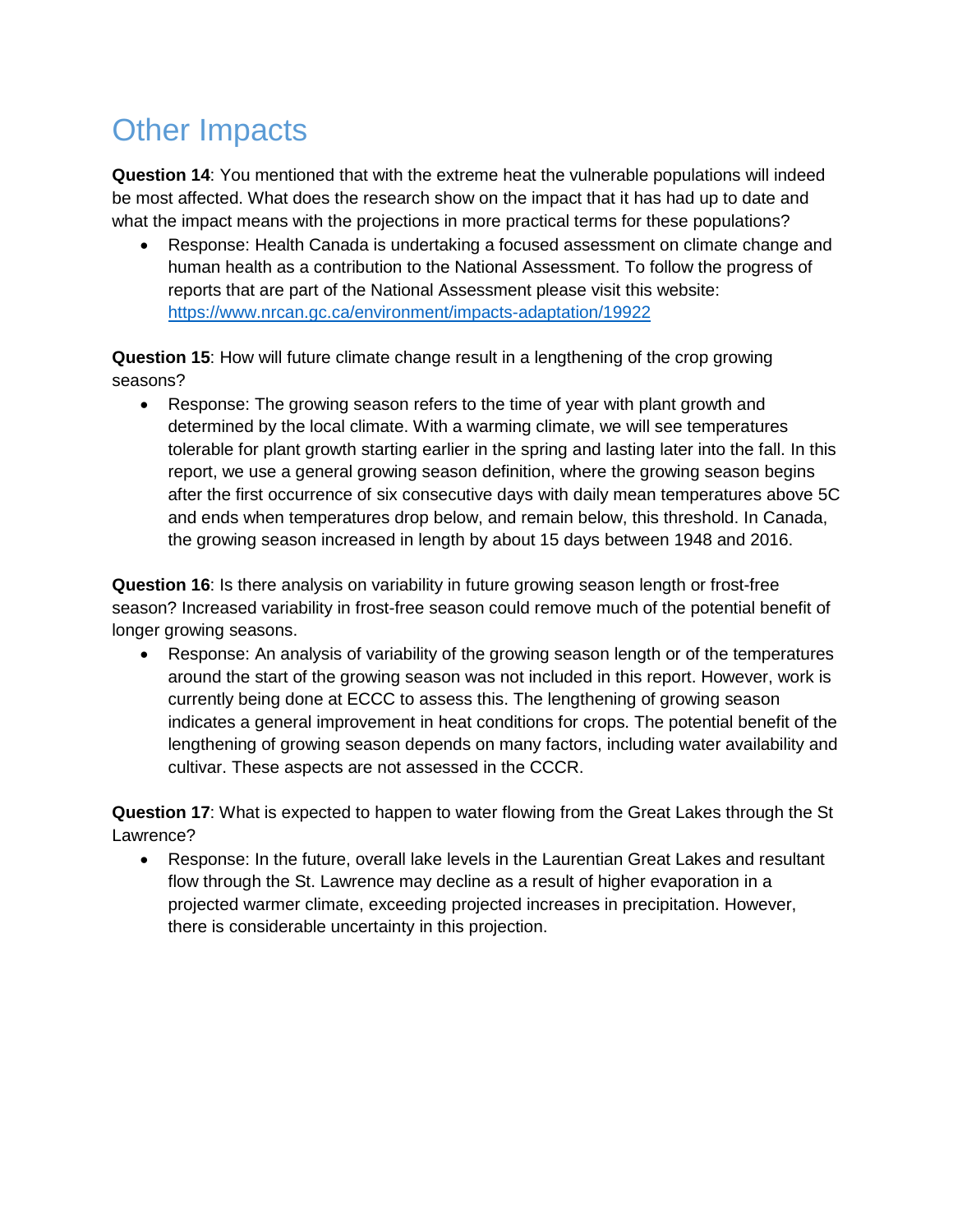# Other Impacts

**Question 14**: You mentioned that with the extreme heat the vulnerable populations will indeed be most affected. What does the research show on the impact that it has had up to date and what the impact means with the projections in more practical terms for these populations?

- Response: Health Canada is undertaking a focused assessment on climate change and human health as a contribution to the National Assessment. To follow the progress of reports that are part of the National Assessment please visit this website: [https://www.nrcan.gc.ca/environment/impacts-adaptation/19922](https://www.nrcan.gc.ca/environment/impacts-adaptation/19922)

**Question 15**: How will future climate change result in a lengthening of the crop growing seasons?

- Response: The growing season refers to the time of year with plant growth and determined by the local climate. With a warming climate, we will see temperatures tolerable for plant growth starting earlier in the spring and lasting later into the fall. In this report, we use a general growing season definition, where the growing season begins after the first occurrence of six consecutive days with daily mean temperatures above 5C and ends when temperatures drop below, and remain below, this threshold. In Canada, the growing season increased in length by about 15 days between 1948 and 2016.

**Question 16**: Is there analysis on variability in future growing season length or frost-free season? Increased variability in frost-free season could remove much of the potential benefit of longer growing seasons.

- Response: An analysis of variability of the growing season length or of the temperatures around the start of the growing season was not included in this report. However, work is currently being done at ECCC to assess this. The lengthening of growing season indicates a general improvement in heat conditions for crops. The potential benefit of the lengthening of growing season depends on many factors, including water availability and cultivar. These aspects are not assessed in the CCCR.

**Question 17**: What is expected to happen to water flowing from the Great Lakes through the St Lawrence?

- Response: In the future, overall lake levels in the Laurentian Great Lakes and resultant flow through the St. Lawrence may decline as a result of higher evaporation in a projected warmer climate, exceeding projected increases in precipitation. However, there is considerable uncertainty in this projection.